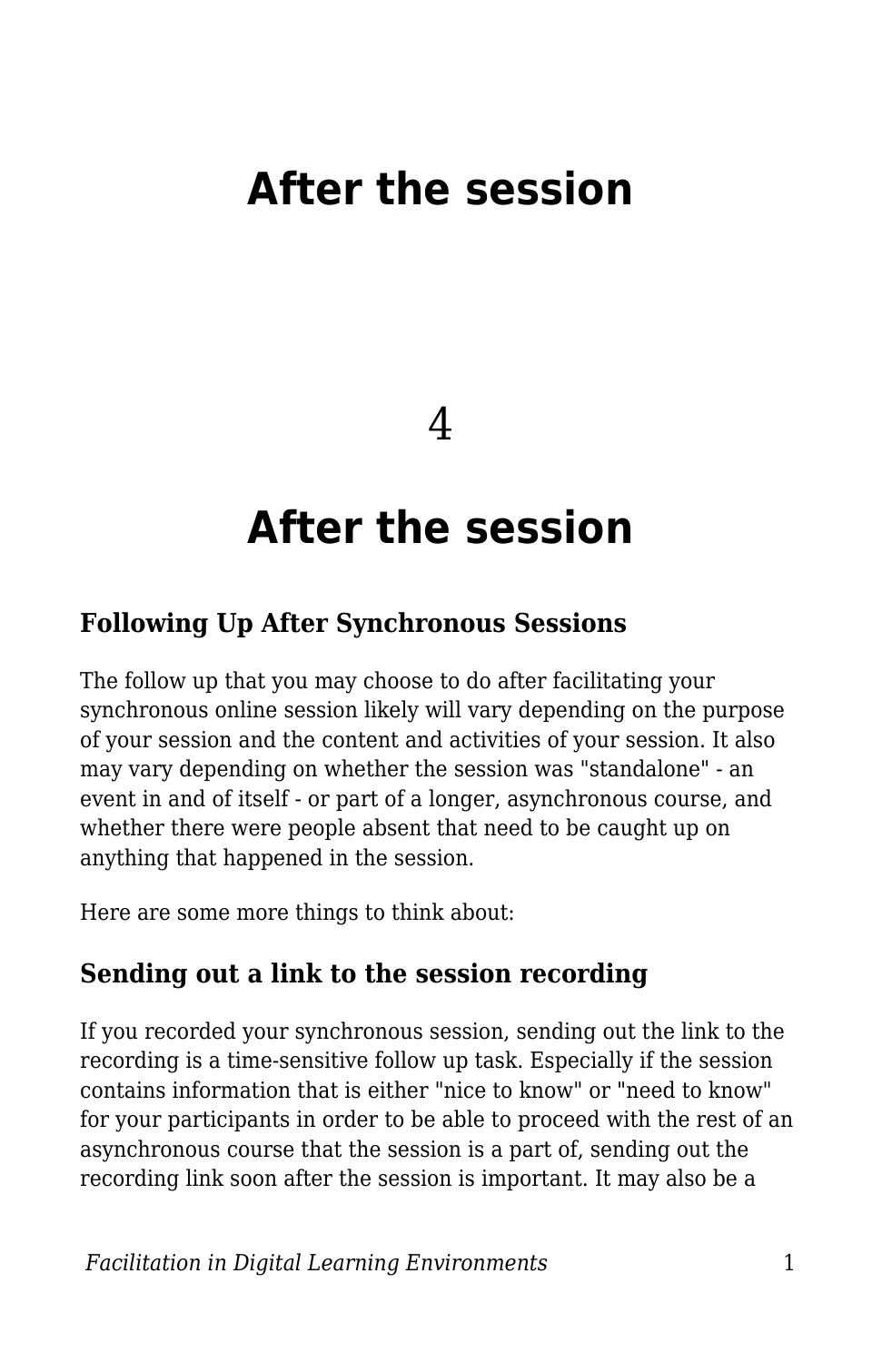# After the session

4

# After the session

### Following Up After Synchronous Sessions

The follow up that you may choose to do after facilitating your synchronous online session likely will vary depending on the purpose of your session and the content and activities of your session. It also may vary depending on whether the session was "standalone" - an event in and of itself - or part of a longer, asynchronous course, and whether there were people absent that need to be caught up on anything that happened in the session.

Here are some more things to think about:

### Sending out a link to the session recording

If you recorded your synchronous session, sending out the link to the recording is a time-sensitive follow up task. Especially if the session contains information that is either "nice to know" or "need to know" for your participants in order to be able to proceed with the rest of an asynchronous course that the session is a part of, sending out the recording link soon after the session is important. It may also be a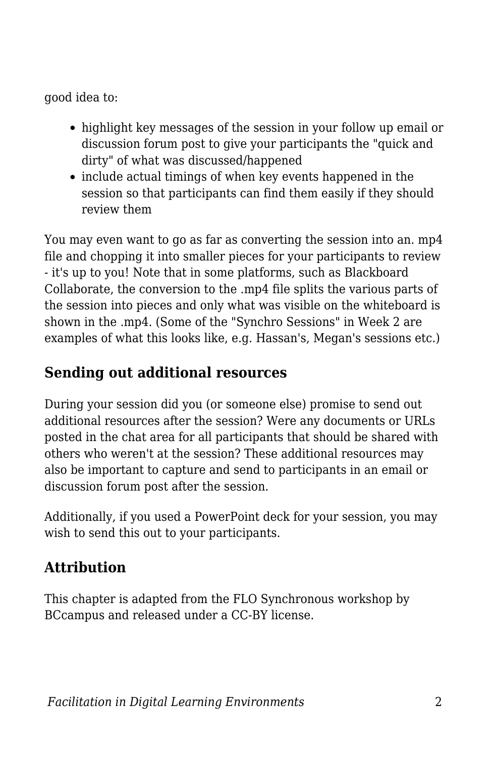good idea to:

- highlight key messages of the session in your follow up email or discussion forum post to give your participants the "quick and dirty" of what was discussed/happened
- include actual timings of when key events happened in the session so that participants can find them easily if they should review them

You may even want to go as far as converting the session into an. mp4 file and chopping it into smaller pieces for your participants to review - it's up to you! Note that in some platforms, such as Blackboard Collaborate, the conversion to the .mp4 file splits the various parts of the session into pieces and only what was visible on the whiteboard is shown in the .mp4. (Some of the "Synchro Sessions" in Week 2 are examples of what this looks like, e.g. Hassan's, Megan's sessions etc.)

## Sending out additional resources

During your session did you (or someone else) promise to send out additional resources after the session? Were any documents or URLs posted in the chat area for all participants that should be shared with others who weren't at the session? These additional resources may also be important to capture and send to participants in an email or discussion forum post after the session.

Additionally, if you used a PowerPoint deck for your session, you may wish to send this out to your participants.

## Attribution

This chapter is adapted from the FLO Synchronous workshop by BCcampus and released under a CC-BY license.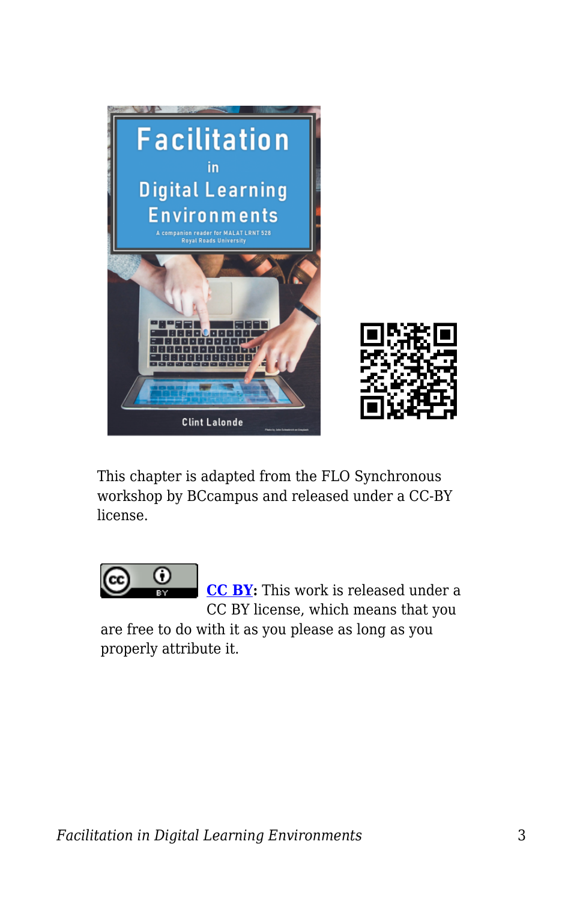This chapter is adapted from the FLO Synchronous workshop by BCcampus and released under a CC-BY license.

**CC BY:** This work is released under a CC BY license, which means that you are free to do with it as you please as long as you properly attribute it.